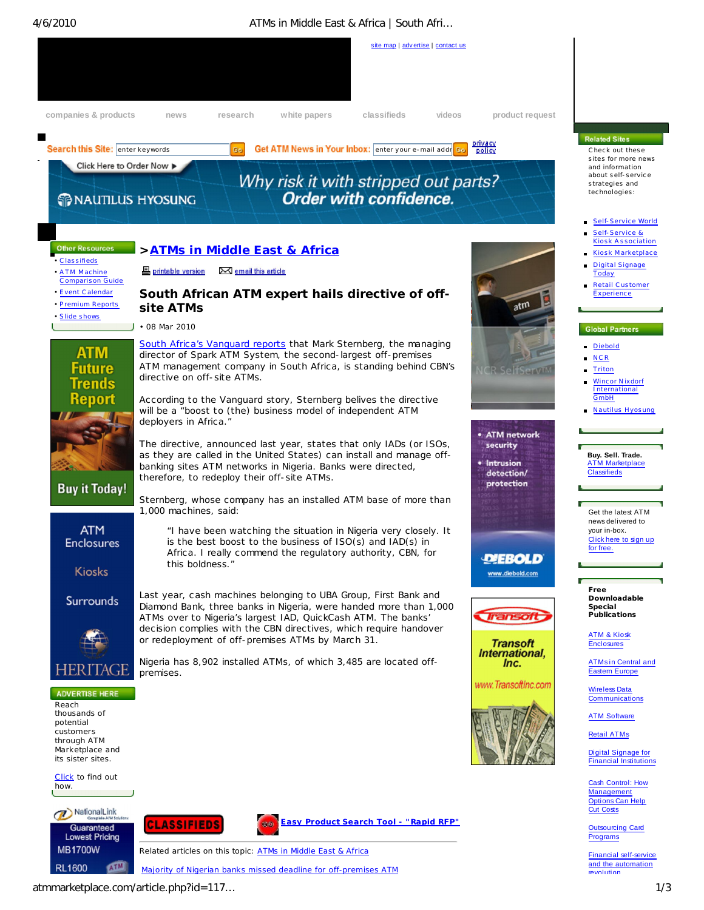site map | advertise | contact us

companies & products | news | research | white papers | classifieds | videos | product request

Search this Site: enter keywords Go | Get ATM News in Your Inbox: enter your e-mail addr Go | privacy policy

Click Here to Order Now ▶ NAUTILUS HYOSUNG — *Why risk it with stripped out parts? Order with confidence.*

**Other Resources**

- Classifieds
- ATM Machine Comparison Guide
- Event Calendar
- Premium Reports
- Slide shows

# >ATMs in Middle East & Africa

printable version | email this article

## South African ATM expert hails directive of off-site ATMs

• 08 Mar 2010

South Africa's Vanguard reports that Mark Sternberg, the managing director of Spark ATM System, the second-largest off-premises ATM management company in South Africa, is standing behind CBN's directive on off-site ATMs.

According to the Vanguard story, Sternberg belives the directive will be a "boost to (the) business model of independent ATM deployers in Africa."

The directive, announced last year, states that only IADs (or ISOs, as they are called in the United States) can install and manage off-banking sites ATM networks in Nigeria. Banks were directed, therefore, to redeploy their off-site ATMs.

Sternberg, whose company has an installed ATM base of more than 1,000 machines, said:

> "I have been watching the situation in Nigeria very closely. It is the best boost to the business of ISO(s) and IAD(s) in Africa. I really commend the regulatory authority, CBN, for this boldness."

Last year, cash machines belonging to UBA Group, First Bank and Diamond Bank, three banks in Nigeria, were handed more than 1,000 ATMs over to Nigeria's largest IAD, QuickCash ATM. The banks' decision complies with the CBN directives, which require handover or redeployment of off-premises ATMs by March 31.

Nigeria has 8,902 installed ATMs, of which 3,485 are located off-premises.

CLASSIFIEDS | Easy Product Search Tool - "Rapid RFP"

Related articles on this topic: ATMs in Middle East & Africa

Majority of Nigerian banks missed deadline for off-premises ATM

**ADVERTISE HERE**

Reach thousands of potential customers through ATM Marketplace and its sister sites.

Click to find out how.

**Related Sites**

Check out these sites for more news and information about self-service strategies and technologies:

- Self-Service World
- Self-Service & Kiosk Association
- Kiosk Marketplace
- Digital Signage Today
- Retail Customer Experience

**Global Partners**

- Diebold
- NCR
- Triton
- Wincor Nixdorf International GmbH
- Nautilus Hyosung

**Buy. Sell. Trade.**
ATM Marketplace Classifieds

Get the latest ATM news delivered to your in-box. Click here to sign up for free.

**Free Downloadable Special Publications**

- ATM & Kiosk Enclosures
- ATMs in Central and Eastern Europe
- Wireless Data Communications
- ATM Software
- Retail ATMs
- Digital Signage for Financial Institutions
- Cash Control: How Management Options Can Help Cut Costs
- Outsourcing Card Programs
- Financial self-service and the automation revolution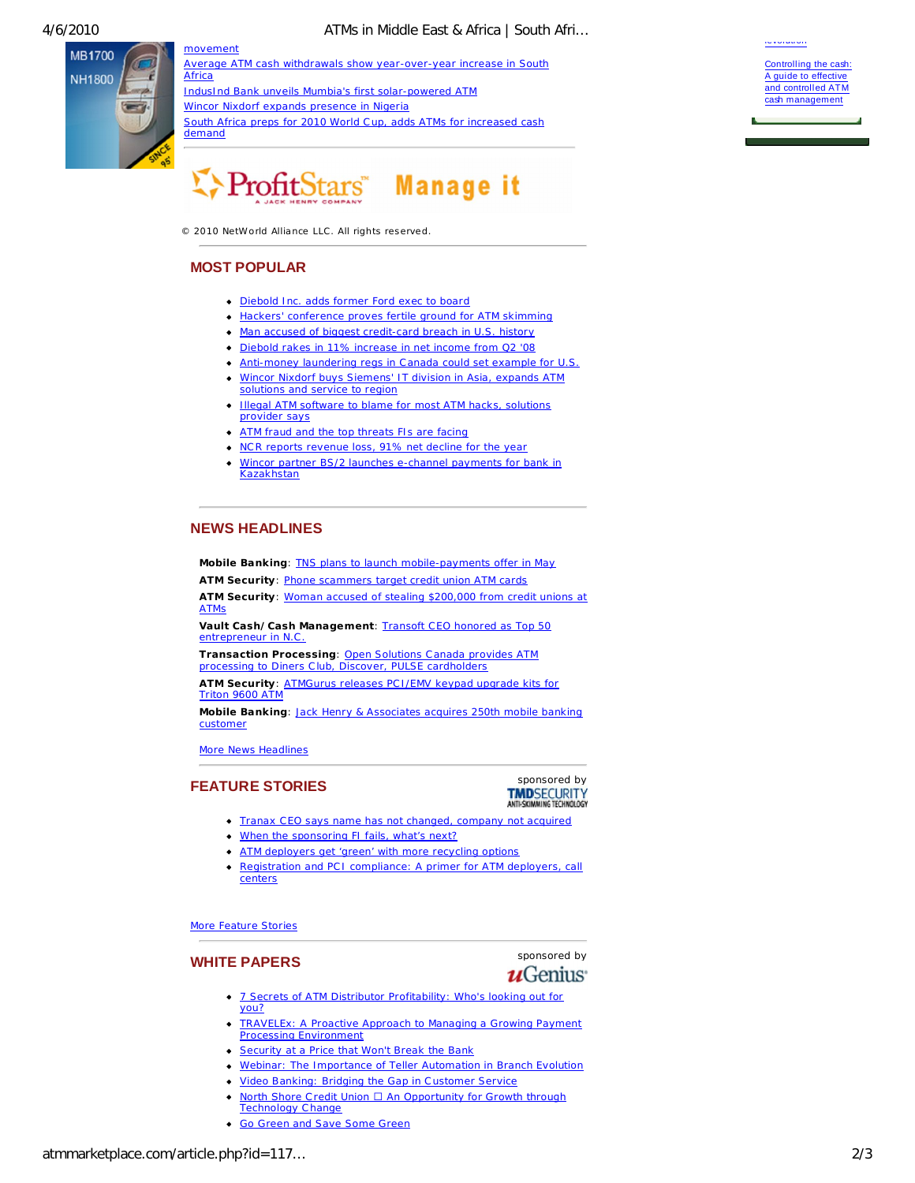movement

Average ATM cash withdrawals show year-over-year increase in South Africa

IndusInd Bank unveils Mumbia's first solar-powered ATM

Wincor Nixdorf expands presence in Nigeria

South Africa preps for 2010 World Cup, adds ATMs for increased cash demand

© 2010 NetWorld Alliance LLC. All rights reserved.

Controlling the cash: A guide to effective and controlled ATM cash management

## MOST POPULAR

- Diebold Inc. adds former Ford exec to board
- Hackers' conference proves fertile ground for ATM skimming
- Man accused of biggest credit-card breach in U.S. history
- Diebold rakes in 11% increase in net income from Q2 '08
- Anti-money laundering regs in Canada could set example for U.S.
- Wincor Nixdorf buys Siemens' IT division in Asia, expands ATM solutions and service to region
- Illegal ATM software to blame for most ATM hacks, solutions provider says
- ATM fraud and the top threats FIs are facing
- NCR reports revenue loss, 91% net decline for the year
- Wincor partner BS/2 launches e-channel payments for bank in Kazakhstan

## NEWS HEADLINES

**Mobile Banking**: TNS plans to launch mobile-payments offer in May

**ATM Security**: Phone scammers target credit union ATM cards

**ATM Security**: Woman accused of stealing $200,000 from credit unions at ATMs

**Vault Cash/ Cash Management**: Transoft CEO honored as Top 50 entrepreneur in N.C.

**Transaction Processing**: Open Solutions Canada provides ATM processing to Diners Club, Discover, PULSE cardholders

**ATM Security**: ATMGurus releases PCI/EMV keypad upgrade kits for Triton 9600 ATM

**Mobile Banking**: Jack Henry & Associates acquires 250th mobile banking customer

More News Headlines

## FEATURE STORIES

sponsored by TMDSECURITY

- Tranax CEO says name has not changed, company not acquired
- When the sponsoring FI fails, what's next?
- ATM deployers get 'green' with more recycling options
- Registration and PCI compliance: A primer for ATM deployers, call centers

More Feature Stories

## WHITE PAPERS

sponsored by uGenius

- 7 Secrets of ATM Distributor Profitability: Who's looking out for you?
- TRAVELEx: A Proactive Approach to Managing a Growing Payment Processing Environment
- Security at a Price that Won't Break the Bank
- Webinar: The Importance of Teller Automation in Branch Evolution
- Video Banking: Bridging the Gap in Customer Service
- North Shore Credit Union ☐ An Opportunity for Growth through Technology Change
- Go Green and Save Some Green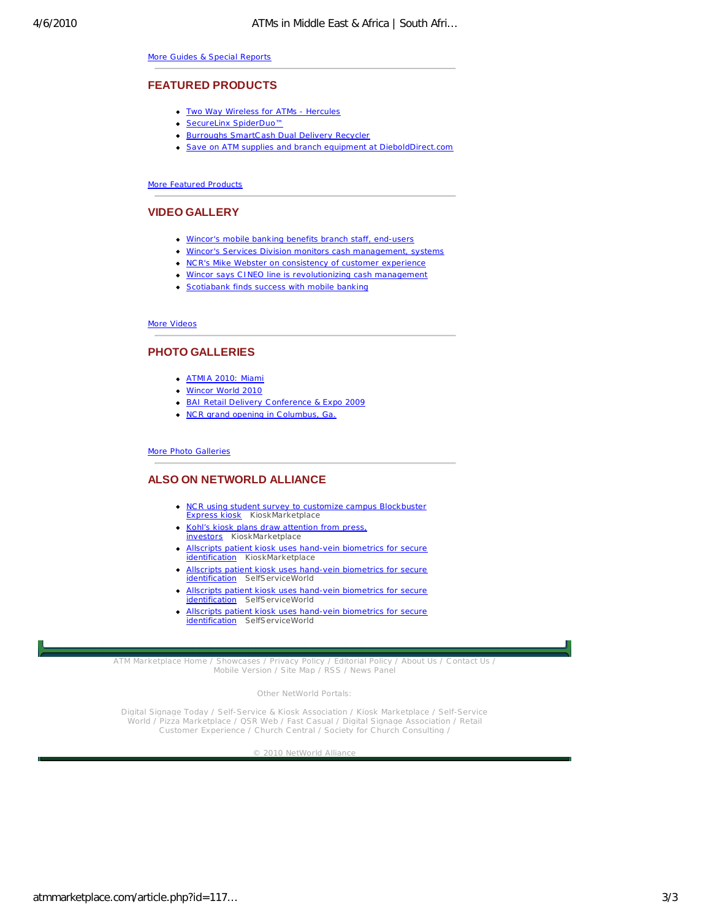More Guides & Special Reports

## FEATURED PRODUCTS

- Two Way Wireless for ATMs - Hercules
- SecureLinx SpiderDuo™
- Burroughs SmartCash Dual Delivery Recycler
- Save on ATM supplies and branch equipment at DieboldDirect.com

More Featured Products

## VIDEO GALLERY

- Wincor's mobile banking benefits branch staff, end-users
- Wincor's Services Division monitors cash management, systems
- NCR's Mike Webster on consistency of customer experience
- Wincor says CINEO line is revolutionizing cash management
- Scotiabank finds success with mobile banking

More Videos

## PHOTO GALLERIES

- ATMIA 2010: Miami
- Wincor World 2010
- BAI Retail Delivery Conference & Expo 2009
- NCR grand opening in Columbus, Ga.

More Photo Galleries

## ALSO ON NETWORLD ALLIANCE

- NCR using student survey to customize campus Blockbuster Express kiosk KioskMarketplace
- Kohl's kiosk plans draw attention from press, investors KioskMarketplace
- Allscripts patient kiosk uses hand-vein biometrics for secure identification KioskMarketplace
- Allscripts patient kiosk uses hand-vein biometrics for secure identification SelfServiceWorld
- Allscripts patient kiosk uses hand-vein biometrics for secure identification SelfServiceWorld
- Allscripts patient kiosk uses hand-vein biometrics for secure identification SelfServiceWorld

ATM Marketplace Home / Showcases / Privacy Policy / Editorial Policy / About Us / Contact Us / Mobile Version / Site Map / RSS / News Panel

Other NetWorld Portals:

Digital Signage Today / Self-Service & Kiosk Association / Kiosk Marketplace / Self-Service World / Pizza Marketplace / QSR Web / Fast Casual / Digital Signage Association / Retail Customer Experience / Church Central / Society for Church Consulting /

© 2010 NetWorld Alliance